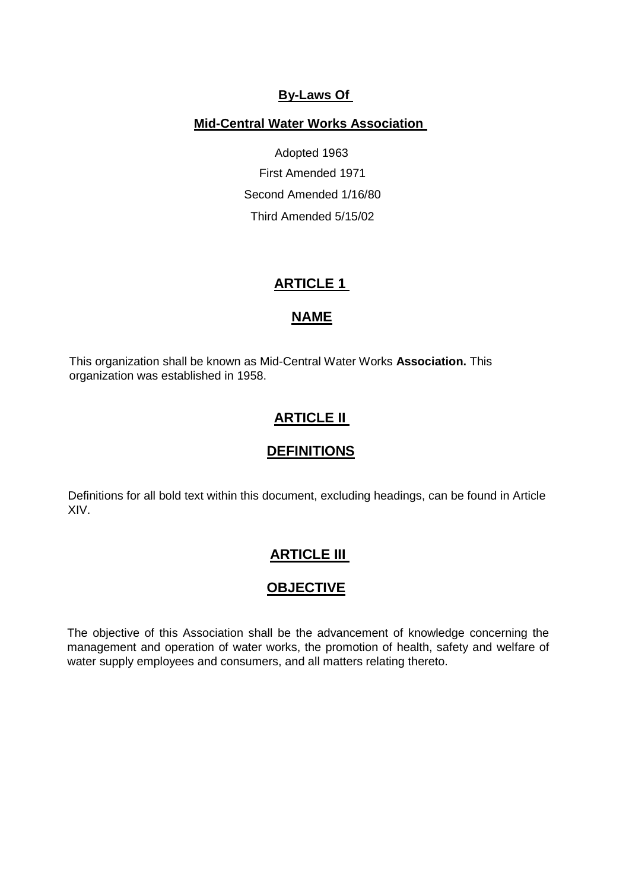# By-Laws Of

## Mid-Central Water Works Association

Adopted 1963

First Amended 1971

Second Amended 1/16/80

Third Amended 5/15/02

## ARTICLE 1

## NAME

This organization shall be known as Mid-Central Water Works **Association.** This organization was established in 1958.

## ARTICLE II

## DEFINITIONS

Definitions for all bold text within this document, excluding headings, can be found in Article XIV.

## ARTICLE III

## OBJECTIVE

The objective of this Association shall be the advancement of knowledge concerning the management and operation of water works, the promotion of health, safety and welfare of water supply employees and consumers, and all matters relating thereto.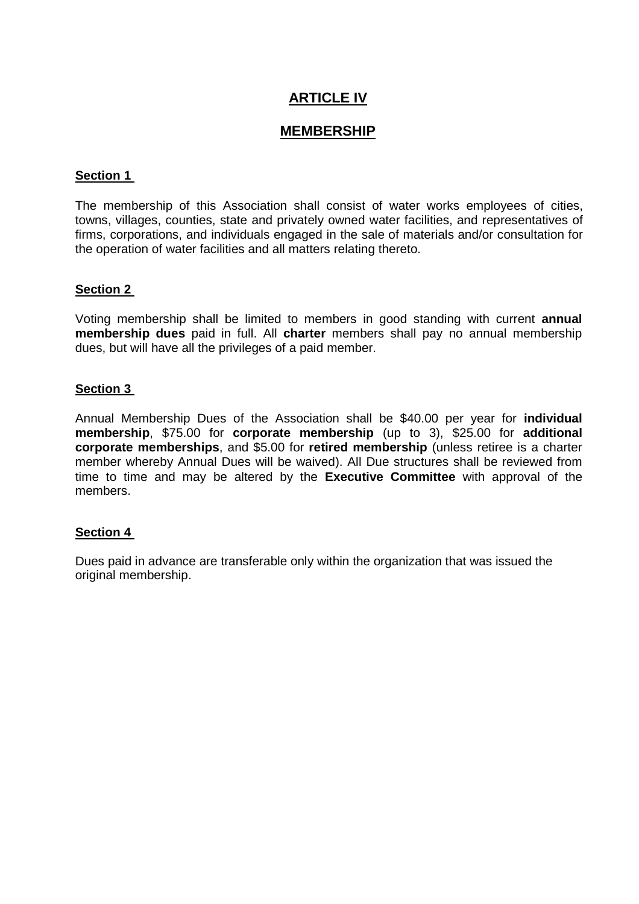# ARTICLE IV

## MEMBERSHIP

### Section 1

The membership of this Association shall consist of water works employees of cities, towns, villages, counties, state and privately owned water facilities, and representatives of firms, corporations, and individuals engaged in the sale of materials and/or consultation for the operation of water facilities and all matters relating thereto.

### Section 2

Voting membership shall be limited to members in good standing with current **annual membership dues** paid in full. All **charter** members shall pay no annual membership dues, but will have all the privileges of a paid member.

### Section 3

Annual Membership Dues of the Association shall be $40.00 per year for **individual membership**, $75.00 for **corporate membership** (up to 3), $25.00 for **additional corporate memberships**, and $5.00 for **retired membership** (unless retiree is a charter member whereby Annual Dues will be waived). All Due structures shall be reviewed from time to time and may be altered by the **Executive Committee** with approval of the members.

### Section 4

Dues paid in advance are transferable only within the organization that was issued the original membership.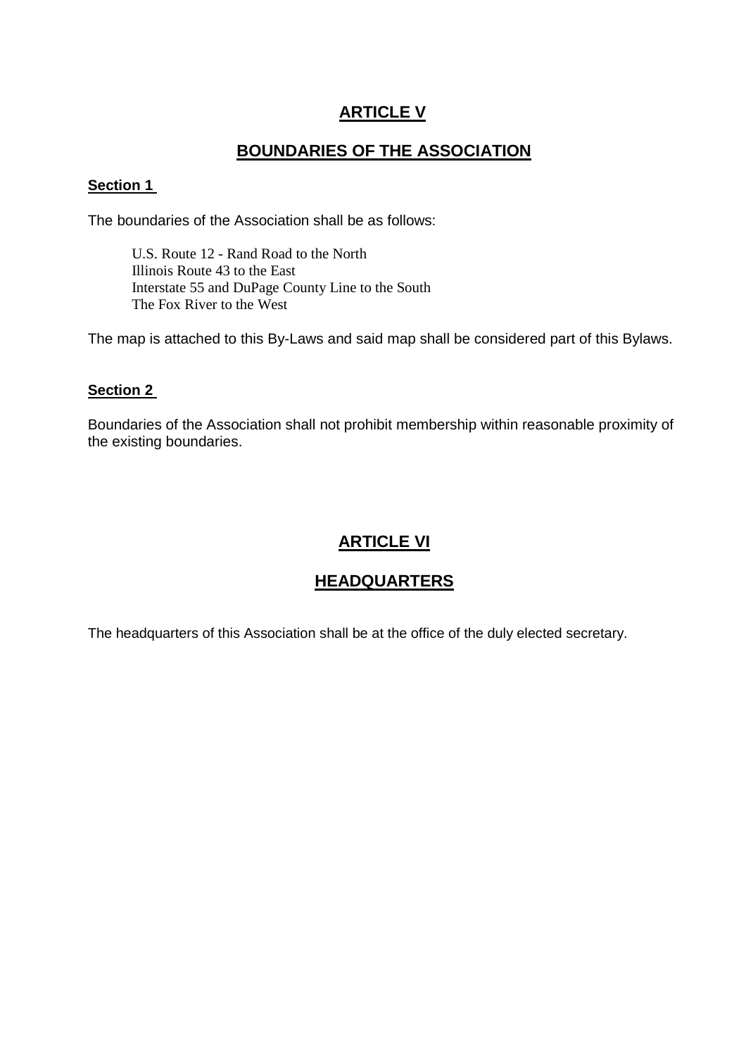## ARTICLE V

## BOUNDARIES OF THE ASSOCIATION

**Section 1**

The boundaries of the Association shall be as follows:

> U.S. Route 12 - Rand Road to the North
> Illinois Route 43 to the East
> Interstate 55 and DuPage County Line to the South
> The Fox River to the West

The map is attached to this By-Laws and said map shall be considered part of this Bylaws.

**Section 2**

Boundaries of the Association shall not prohibit membership within reasonable proximity of the existing boundaries.

## ARTICLE VI

## HEADQUARTERS

The headquarters of this Association shall be at the office of the duly elected secretary.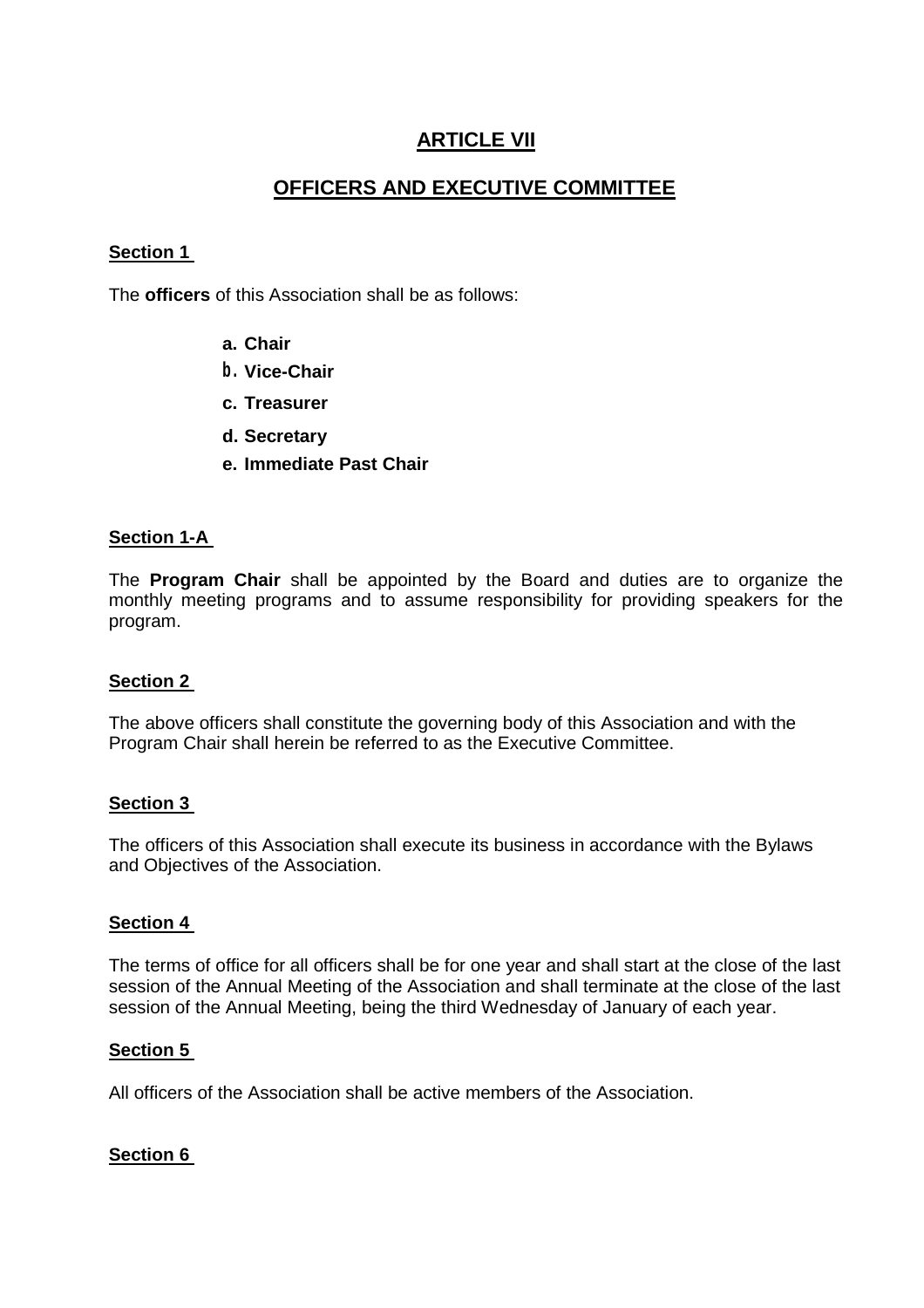# ARTICLE VII

## OFFICERS AND EXECUTIVE COMMITTEE

**Section 1**

The **officers** of this Association shall be as follows:

- **a. Chair**
- **b. Vice-Chair**
- **c. Treasurer**
- **d. Secretary**
- **e. Immediate Past Chair**

**Section 1-A**

The **Program Chair** shall be appointed by the Board and duties are to organize the monthly meeting programs and to assume responsibility for providing speakers for the program.

**Section 2**

The above officers shall constitute the governing body of this Association and with the Program Chair shall herein be referred to as the Executive Committee.

**Section 3**

The officers of this Association shall execute its business in accordance with the Bylaws and Objectives of the Association.

**Section 4**

The terms of office for all officers shall be for one year and shall start at the close of the last session of the Annual Meeting of the Association and shall terminate at the close of the last session of the Annual Meeting, being the third Wednesday of January of each year.

**Section 5**

All officers of the Association shall be active members of the Association.

**Section 6**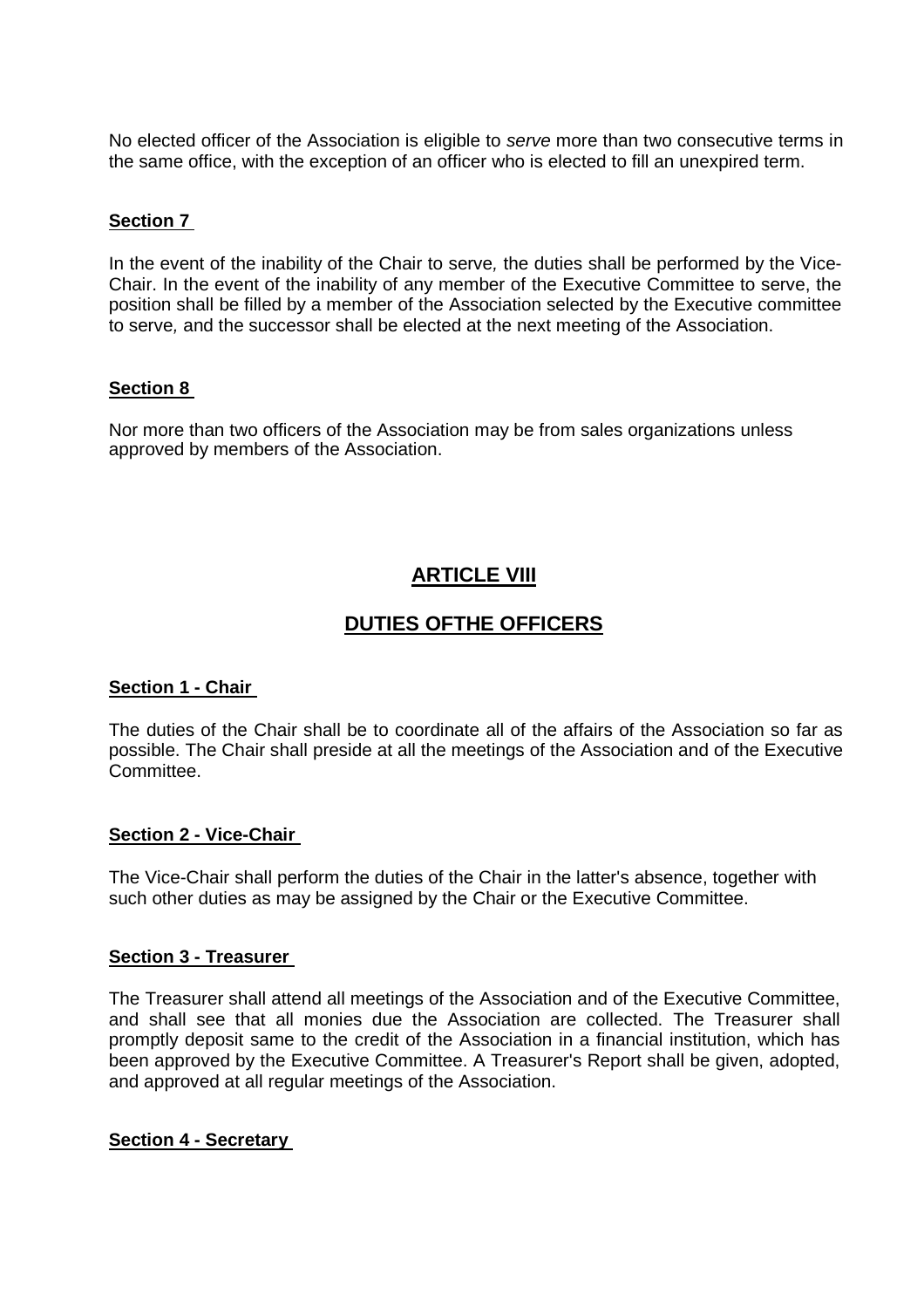No elected officer of the Association is eligible to *serve* more than two consecutive terms in the same office, with the exception of an officer who is elected to fill an unexpired term.

**Section 7**

In the event of the inability of the Chair to serve*,* the duties shall be performed by the Vice-Chair. In the event of the inability of any member of the Executive Committee to serve, the position shall be filled by a member of the Association selected by the Executive committee to serve*,* and the successor shall be elected at the next meeting of the Association.

**Section 8**

Nor more than two officers of the Association may be from sales organizations unless approved by members of the Association.

## ARTICLE VIII

## DUTIES OFTHE OFFICERS

**Section 1 - Chair**

The duties of the Chair shall be to coordinate all of the affairs of the Association so far as possible. The Chair shall preside at all the meetings of the Association and of the Executive Committee.

**Section 2 - Vice-Chair**

The Vice-Chair shall perform the duties of the Chair in the latter's absence, together with such other duties as may be assigned by the Chair or the Executive Committee.

**Section 3 - Treasurer**

The Treasurer shall attend all meetings of the Association and of the Executive Committee, and shall see that all monies due the Association are collected. The Treasurer shall promptly deposit same to the credit of the Association in a financial institution, which has been approved by the Executive Committee. A Treasurer's Report shall be given, adopted, and approved at all regular meetings of the Association.

**Section 4 - Secretary**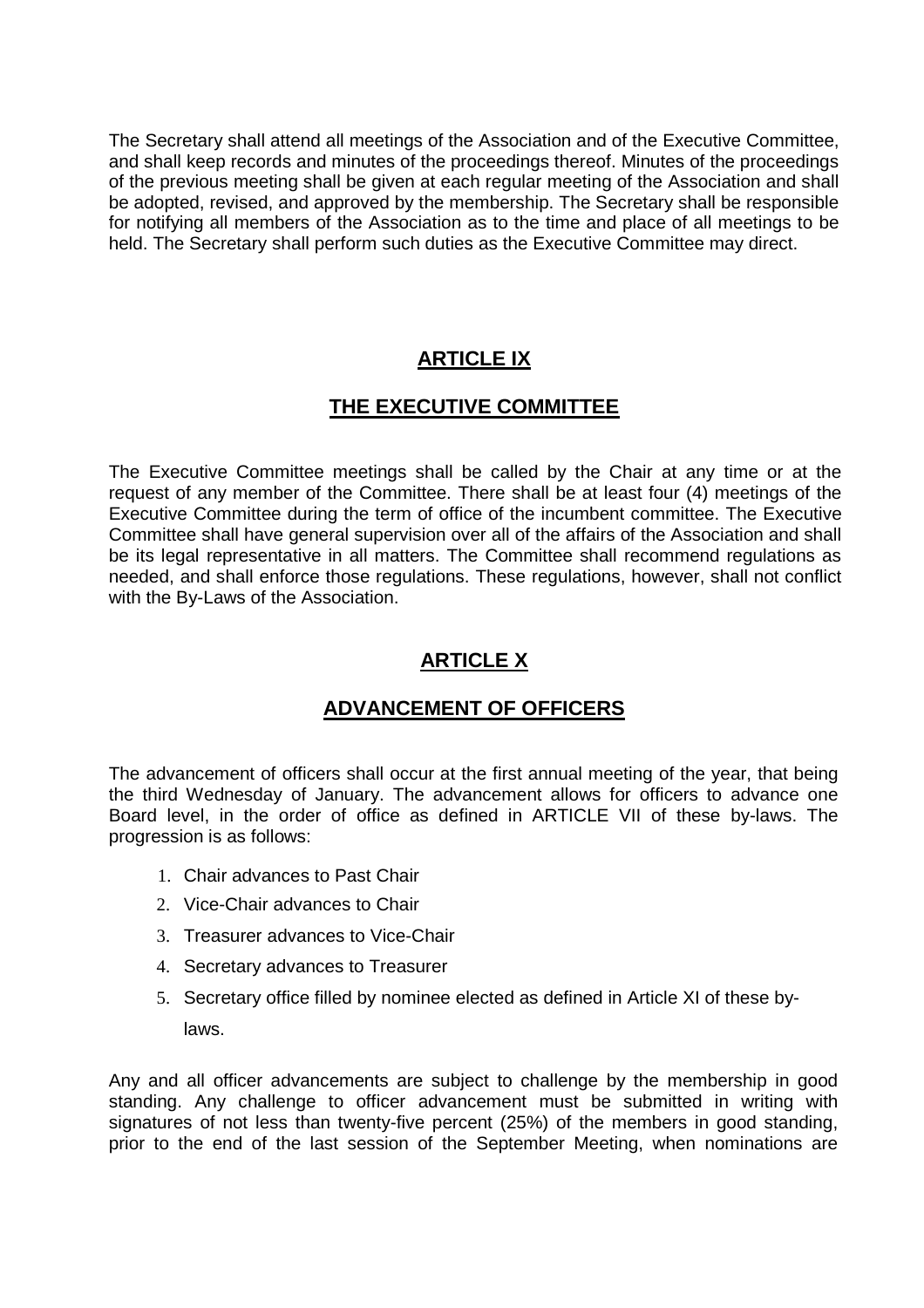The Secretary shall attend all meetings of the Association and of the Executive Committee, and shall keep records and minutes of the proceedings thereof. Minutes of the proceedings of the previous meeting shall be given at each regular meeting of the Association and shall be adopted, revised, and approved by the membership. The Secretary shall be responsible for notifying all members of the Association as to the time and place of all meetings to be held. The Secretary shall perform such duties as the Executive Committee may direct.

## ARTICLE IX

## THE EXECUTIVE COMMITTEE

The Executive Committee meetings shall be called by the Chair at any time or at the request of any member of the Committee. There shall be at least four (4) meetings of the Executive Committee during the term of office of the incumbent committee. The Executive Committee shall have general supervision over all of the affairs of the Association and shall be its legal representative in all matters. The Committee shall recommend regulations as needed, and shall enforce those regulations. These regulations, however, shall not conflict with the By-Laws of the Association.

## ARTICLE X

## ADVANCEMENT OF OFFICERS

The advancement of officers shall occur at the first annual meeting of the year, that being the third Wednesday of January. The advancement allows for officers to advance one Board level, in the order of office as defined in ARTICLE VII of these by-laws. The progression is as follows:

1. Chair advances to Past Chair
2. Vice-Chair advances to Chair
3. Treasurer advances to Vice-Chair
4. Secretary advances to Treasurer
5. Secretary office filled by nominee elected as defined in Article XI of these by-laws.

Any and all officer advancements are subject to challenge by the membership in good standing. Any challenge to officer advancement must be submitted in writing with signatures of not less than twenty-five percent (25%) of the members in good standing, prior to the end of the last session of the September Meeting, when nominations are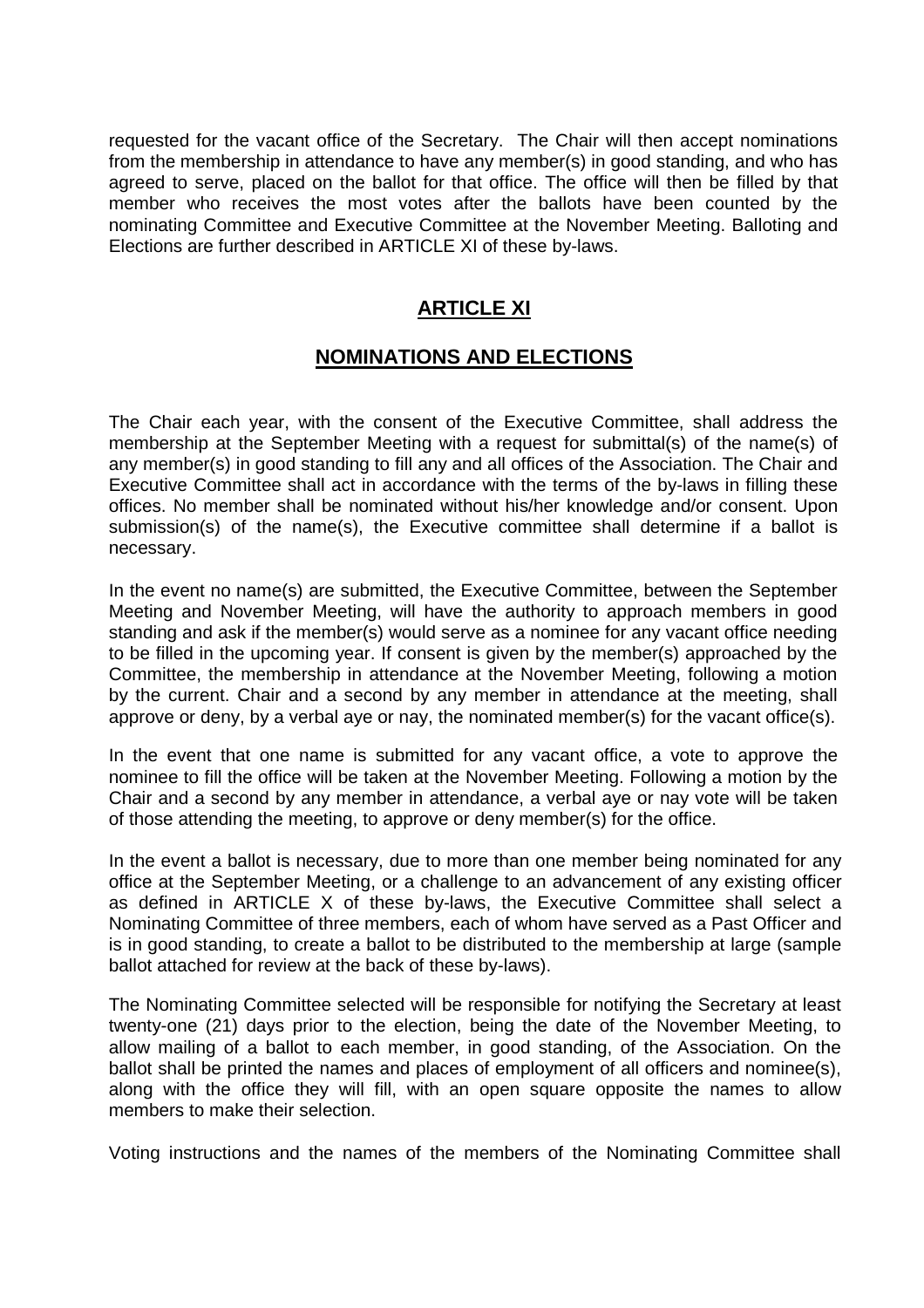requested for the vacant office of the Secretary. The Chair will then accept nominations from the membership in attendance to have any member(s) in good standing, and who has agreed to serve, placed on the ballot for that office. The office will then be filled by that member who receives the most votes after the ballots have been counted by the nominating Committee and Executive Committee at the November Meeting. Balloting and Elections are further described in ARTICLE XI of these by-laws.

## ARTICLE XI

## NOMINATIONS AND ELECTIONS

The Chair each year, with the consent of the Executive Committee, shall address the membership at the September Meeting with a request for submittal(s) of the name(s) of any member(s) in good standing to fill any and all offices of the Association. The Chair and Executive Committee shall act in accordance with the terms of the by-laws in filling these offices. No member shall be nominated without his/her knowledge and/or consent. Upon submission(s) of the name(s), the Executive committee shall determine if a ballot is necessary.

In the event no name(s) are submitted, the Executive Committee, between the September Meeting and November Meeting, will have the authority to approach members in good standing and ask if the member(s) would serve as a nominee for any vacant office needing to be filled in the upcoming year. If consent is given by the member(s) approached by the Committee, the membership in attendance at the November Meeting, following a motion by the current. Chair and a second by any member in attendance at the meeting, shall approve or deny, by a verbal aye or nay, the nominated member(s) for the vacant office(s).

In the event that one name is submitted for any vacant office, a vote to approve the nominee to fill the office will be taken at the November Meeting. Following a motion by the Chair and a second by any member in attendance, a verbal aye or nay vote will be taken of those attending the meeting, to approve or deny member(s) for the office.

In the event a ballot is necessary, due to more than one member being nominated for any office at the September Meeting, or a challenge to an advancement of any existing officer as defined in ARTICLE X of these by-laws, the Executive Committee shall select a Nominating Committee of three members, each of whom have served as a Past Officer and is in good standing, to create a ballot to be distributed to the membership at large (sample ballot attached for review at the back of these by-laws).

The Nominating Committee selected will be responsible for notifying the Secretary at least twenty-one (21) days prior to the election, being the date of the November Meeting, to allow mailing of a ballot to each member, in good standing, of the Association. On the ballot shall be printed the names and places of employment of all officers and nominee(s), along with the office they will fill, with an open square opposite the names to allow members to make their selection.

Voting instructions and the names of the members of the Nominating Committee shall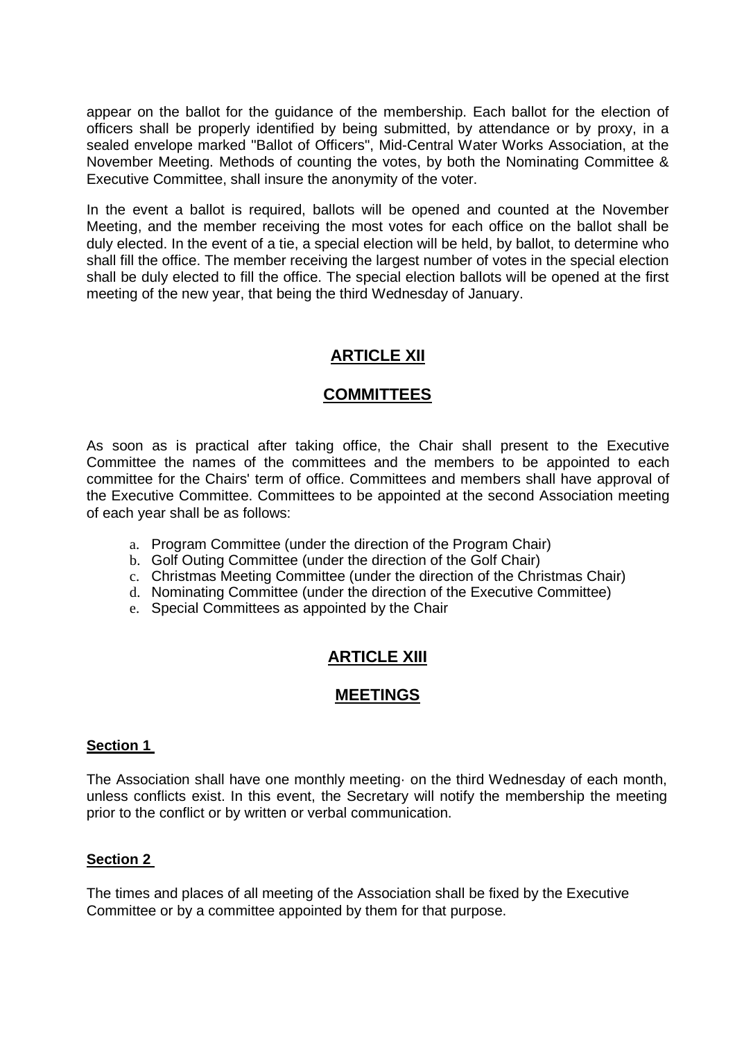appear on the ballot for the guidance of the membership. Each ballot for the election of officers shall be properly identified by being submitted, by attendance or by proxy, in a sealed envelope marked "Ballot of Officers", Mid-Central Water Works Association, at the November Meeting. Methods of counting the votes, by both the Nominating Committee & Executive Committee, shall insure the anonymity of the voter.

In the event a ballot is required, ballots will be opened and counted at the November Meeting, and the member receiving the most votes for each office on the ballot shall be duly elected. In the event of a tie, a special election will be held, by ballot, to determine who shall fill the office. The member receiving the largest number of votes in the special election shall be duly elected to fill the office. The special election ballots will be opened at the first meeting of the new year, that being the third Wednesday of January.

## ARTICLE XII

## COMMITTEES

As soon as is practical after taking office, the Chair shall present to the Executive Committee the names of the committees and the members to be appointed to each committee for the Chairs' term of office. Committees and members shall have approval of the Executive Committee. Committees to be appointed at the second Association meeting of each year shall be as follows:

a. Program Committee (under the direction of the Program Chair)
b. Golf Outing Committee (under the direction of the Golf Chair)
c. Christmas Meeting Committee (under the direction of the Christmas Chair)
d. Nominating Committee (under the direction of the Executive Committee)
e. Special Committees as appointed by the Chair

## ARTICLE XIII

## MEETINGS

**Section 1**

The Association shall have one monthly meeting· on the third Wednesday of each month, unless conflicts exist. In this event, the Secretary will notify the membership the meeting prior to the conflict or by written or verbal communication.

**Section 2**

The times and places of all meeting of the Association shall be fixed by the Executive Committee or by a committee appointed by them for that purpose.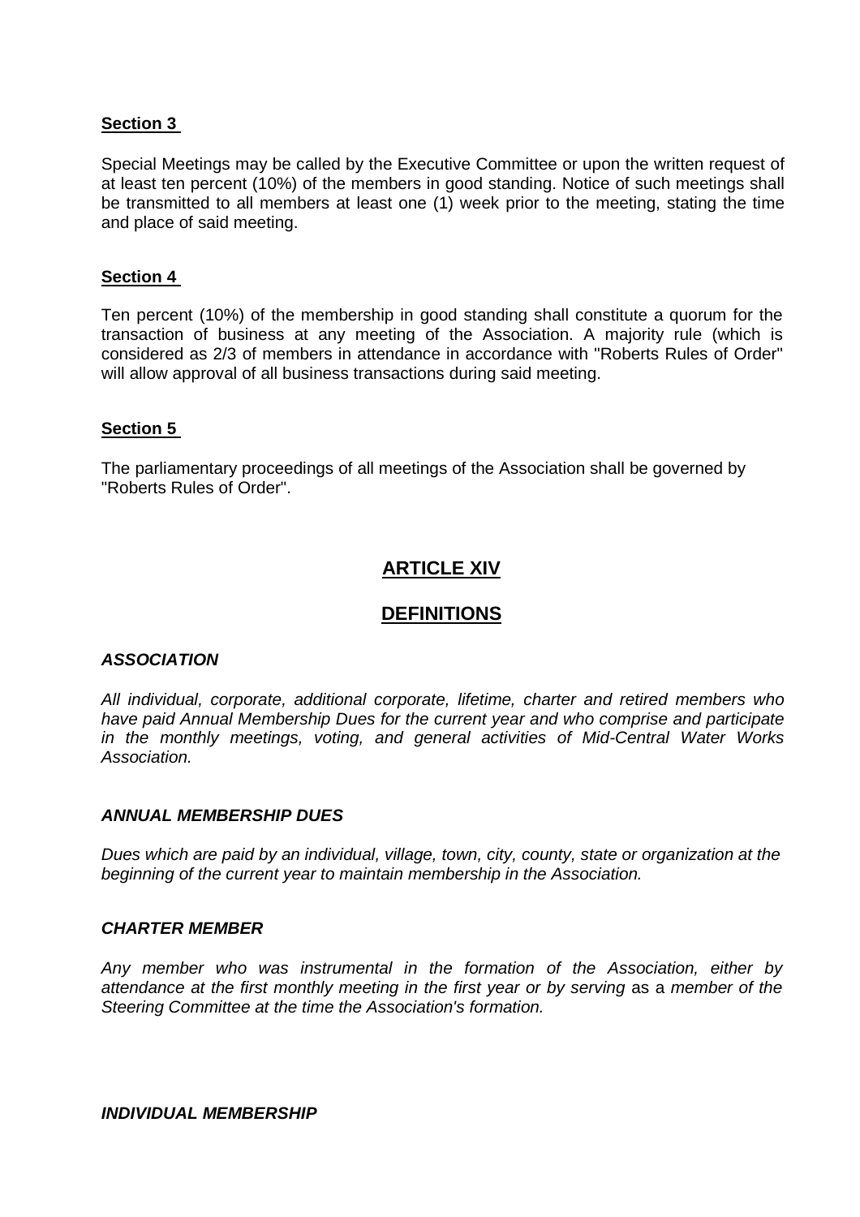**Section 3**

Special Meetings may be called by the Executive Committee or upon the written request of at least ten percent (10%) of the members in good standing. Notice of such meetings shall be transmitted to all members at least one (1) week prior to the meeting, stating the time and place of said meeting.

**Section 4**

Ten percent (10%) of the membership in good standing shall constitute a quorum for the transaction of business at any meeting of the Association. A majority rule (which is considered as 2/3 of members in attendance in accordance with "Roberts Rules of Order" will allow approval of all business transactions during said meeting.

**Section 5**

The parliamentary proceedings of all meetings of the Association shall be governed by "Roberts Rules of Order".

## ARTICLE XIV

## DEFINITIONS

***ASSOCIATION***

*All individual, corporate, additional corporate, lifetime, charter and retired members who have paid Annual Membership Dues for the current year and who comprise and participate in the monthly meetings, voting, and general activities of Mid-Central Water Works Association.*

***ANNUAL MEMBERSHIP DUES***

*Dues which are paid by an individual, village, town, city, county, state or organization at the beginning of the current year to maintain membership in the Association.*

***CHARTER MEMBER***

*Any member who was instrumental in the formation of the Association, either by attendance at the first monthly meeting in the first year or by serving* as a *member of the Steering Committee at the time the Association's formation.*

***INDIVIDUAL MEMBERSHIP***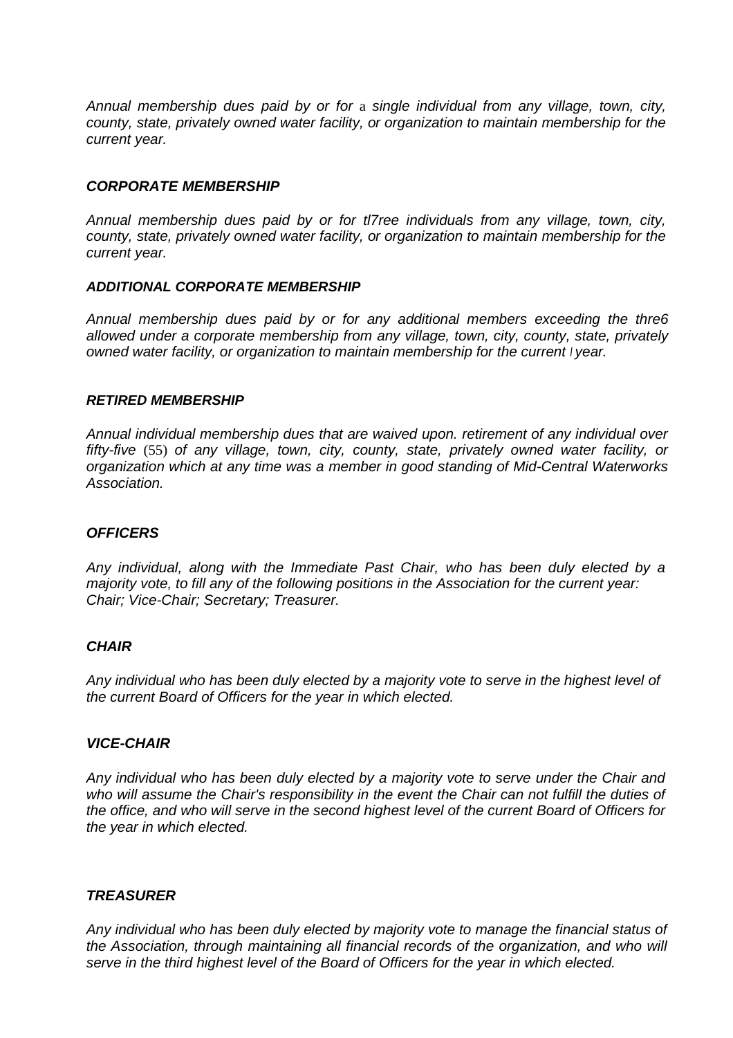*Annual membership dues paid by or for a single individual from any village, town, city, county, state, privately owned water facility, or organization to maintain membership for the current year.*

***CORPORATE MEMBERSHIP***

*Annual membership dues paid by or for tl7ree individuals from any village, town, city, county, state, privately owned water facility, or organization to maintain membership for the current year.*

***ADDITIONAL CORPORATE MEMBERSHIP***

*Annual membership dues paid by or for any additional members exceeding the thre6 allowed under a corporate membership from any village, town, city, county, state, privately owned water facility, or organization to maintain membership for the current I year.*

***RETIRED MEMBERSHIP***

*Annual individual membership dues that are waived upon. retirement of any individual over fifty-five (55) of any village, town, city, county, state, privately owned water facility, or organization which at any time was a member in good standing of Mid-Central Waterworks Association.*

***OFFICERS***

*Any individual, along with the Immediate Past Chair, who has been duly elected by a majority vote, to fill any of the following positions in the Association for the current year: Chair; Vice-Chair; Secretary; Treasurer.*

***CHAIR***

*Any individual who has been duly elected by a majority vote to serve in the highest level of the current Board of Officers for the year in which elected.*

***VICE-CHAIR***

*Any individual who has been duly elected by a majority vote to serve under the Chair and who will assume the Chair's responsibility in the event the Chair can not fulfill the duties of the office, and who will serve in the second highest level of the current Board of Officers for the year in which elected.*

***TREASURER***

*Any individual who has been duly elected by majority vote to manage the financial status of the Association, through maintaining all financial records of the organization, and who will serve in the third highest level of the Board of Officers for the year in which elected.*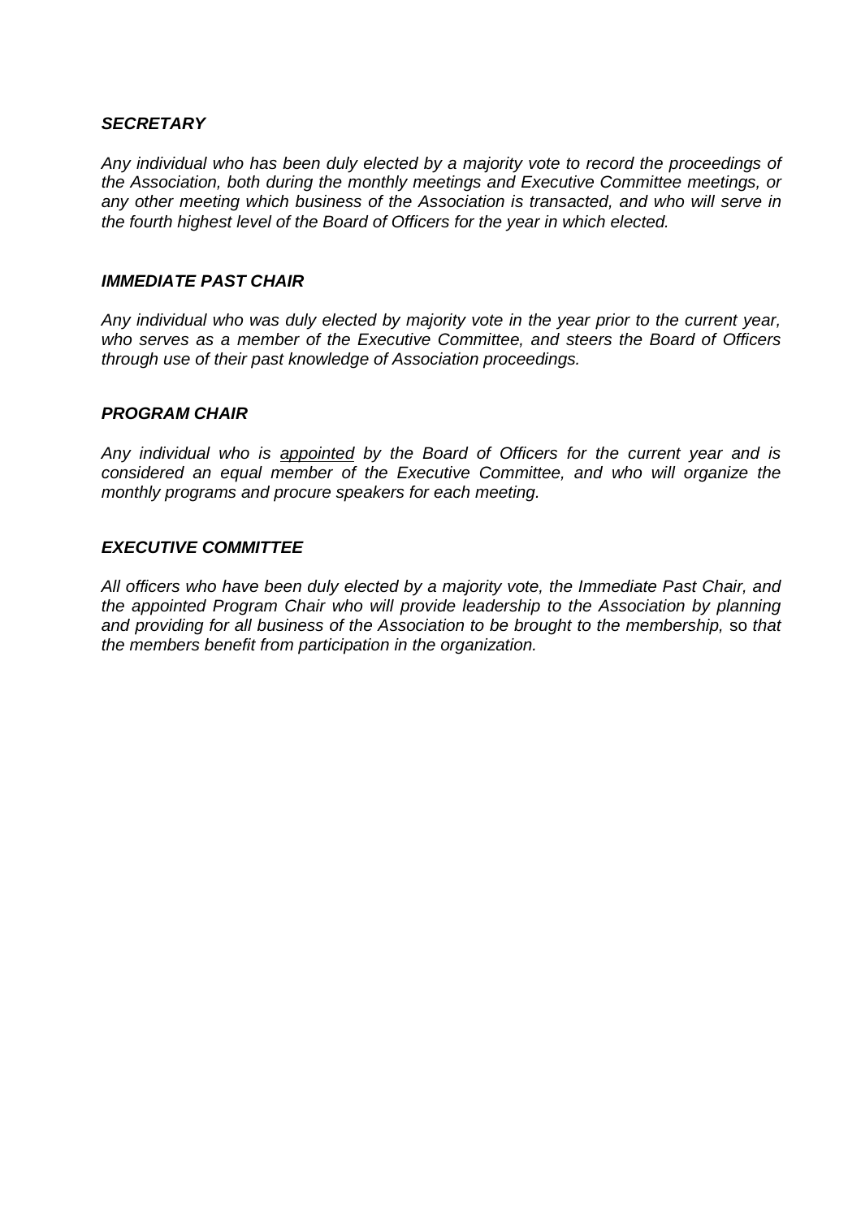***SECRETARY***

*Any individual who has been duly elected by a majority vote to record the proceedings of the Association, both during the monthly meetings and Executive Committee meetings, or any other meeting which business of the Association is transacted, and who will serve in the fourth highest level of the Board of Officers for the year in which elected.*

***IMMEDIATE PAST CHAIR***

*Any individual who was duly elected by majority vote in the year prior to the current year, who serves as a member of the Executive Committee, and steers the Board of Officers through use of their past knowledge of Association proceedings.*

***PROGRAM CHAIR***

*Any individual who is <u>appointed</u> by the Board of Officers for the current year and is considered an equal member of the Executive Committee, and who will organize the monthly programs and procure speakers for each meeting.*

***EXECUTIVE COMMITTEE***

*All officers who have been duly elected by a majority vote, the Immediate Past Chair, and the appointed Program Chair who will provide leadership to the Association by planning and providing for all business of the Association to be brought to the membership,* so *that the members benefit from participation in the organization.*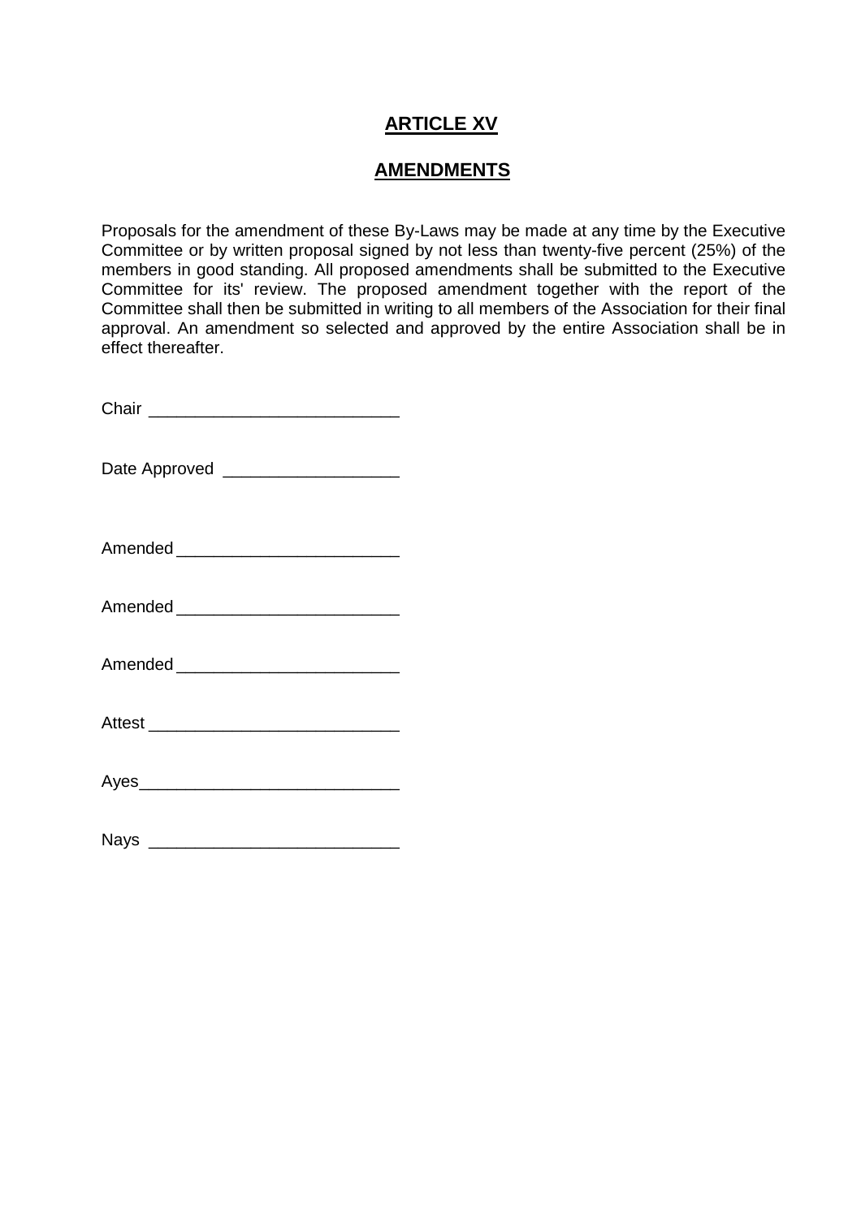## ARTICLE XV

## AMENDMENTS

Proposals for the amendment of these By-Laws may be made at any time by the Executive Committee or by written proposal signed by not less than twenty-five percent (25%) of the members in good standing. All proposed amendments shall be submitted to the Executive Committee for its' review. The proposed amendment together with the report of the Committee shall then be submitted in writing to all members of the Association for their final approval. An amendment so selected and approved by the entire Association shall be in effect thereafter.

Chair __________________________

Date Approved __________________

Amended _______________________

Amended _______________________

Amended _______________________

Attest __________________________

Ayes___________________________

Nays __________________________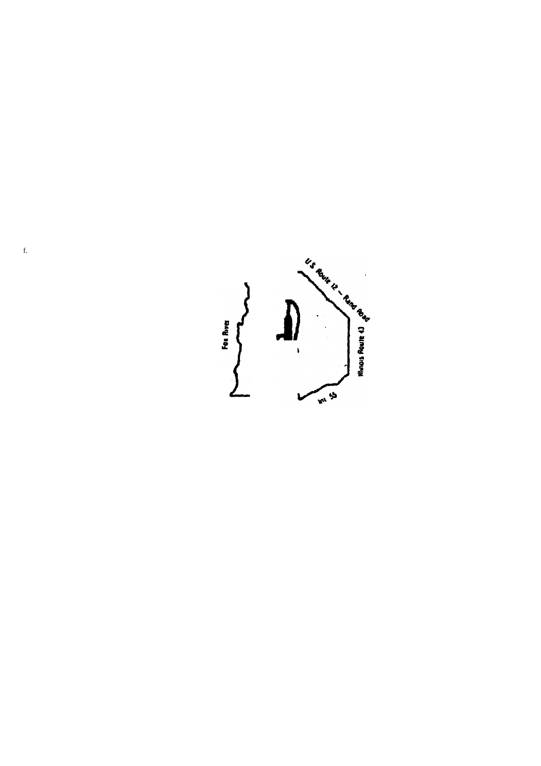f.

Fox River

US Route 12 – Rand Road

Illinois Route 43

Int 53